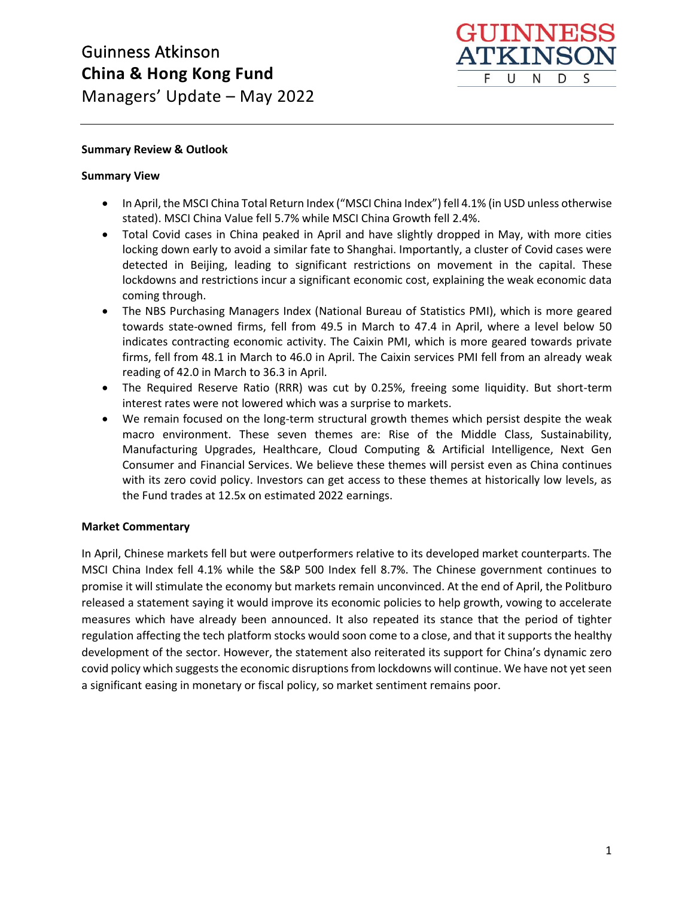# Guinness Atkinson
# China & Hong Kong Fund
## Managers' Update – May 2022

**Summary Review & Outlook**

**Summary View**

- In April, the MSCI China Total Return Index ("MSCI China Index") fell 4.1% (in USD unless otherwise stated). MSCI China Value fell 5.7% while MSCI China Growth fell 2.4%.
- Total Covid cases in China peaked in April and have slightly dropped in May, with more cities locking down early to avoid a similar fate to Shanghai. Importantly, a cluster of Covid cases were detected in Beijing, leading to significant restrictions on movement in the capital. These lockdowns and restrictions incur a significant economic cost, explaining the weak economic data coming through.
- The NBS Purchasing Managers Index (National Bureau of Statistics PMI), which is more geared towards state-owned firms, fell from 49.5 in March to 47.4 in April, where a level below 50 indicates contracting economic activity. The Caixin PMI, which is more geared towards private firms, fell from 48.1 in March to 46.0 in April. The Caixin services PMI fell from an already weak reading of 42.0 in March to 36.3 in April.
- The Required Reserve Ratio (RRR) was cut by 0.25%, freeing some liquidity. But short-term interest rates were not lowered which was a surprise to markets.
- We remain focused on the long-term structural growth themes which persist despite the weak macro environment. These seven themes are: Rise of the Middle Class, Sustainability, Manufacturing Upgrades, Healthcare, Cloud Computing & Artificial Intelligence, Next Gen Consumer and Financial Services. We believe these themes will persist even as China continues with its zero covid policy. Investors can get access to these themes at historically low levels, as the Fund trades at 12.5x on estimated 2022 earnings.

**Market Commentary**

In April, Chinese markets fell but were outperformers relative to its developed market counterparts. The MSCI China Index fell 4.1% while the S&P 500 Index fell 8.7%. The Chinese government continues to promise it will stimulate the economy but markets remain unconvinced. At the end of April, the Politburo released a statement saying it would improve its economic policies to help growth, vowing to accelerate measures which have already been announced. It also repeated its stance that the period of tighter regulation affecting the tech platform stocks would soon come to a close, and that it supports the healthy development of the sector. However, the statement also reiterated its support for China's dynamic zero covid policy which suggests the economic disruptions from lockdowns will continue. We have not yet seen a significant easing in monetary or fiscal policy, so market sentiment remains poor.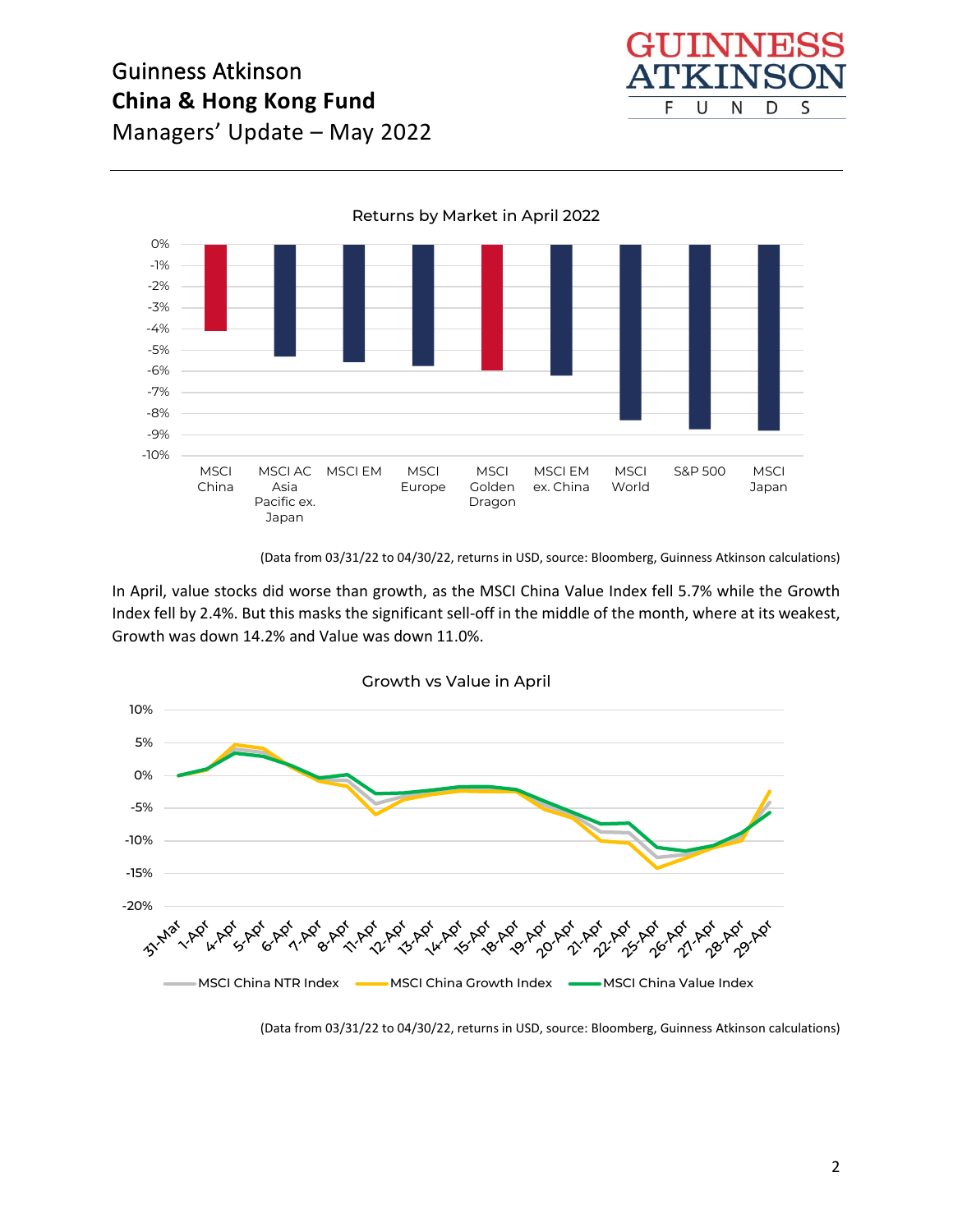Returns by Market in April 2022

(Data from 03/31/22 to 04/30/22, returns in USD, source: Bloomberg, Guinness Atkinson calculations)

In April, value stocks did worse than growth, as the MSCI China Value Index fell 5.7% while the Growth Index fell by 2.4%. But this masks the significant sell-off in the middle of the month, where at its weakest, Growth was down 14.2% and Value was down 11.0%.

Growth vs Value in April

(Data from 03/31/22 to 04/30/22, returns in USD, source: Bloomberg, Guinness Atkinson calculations)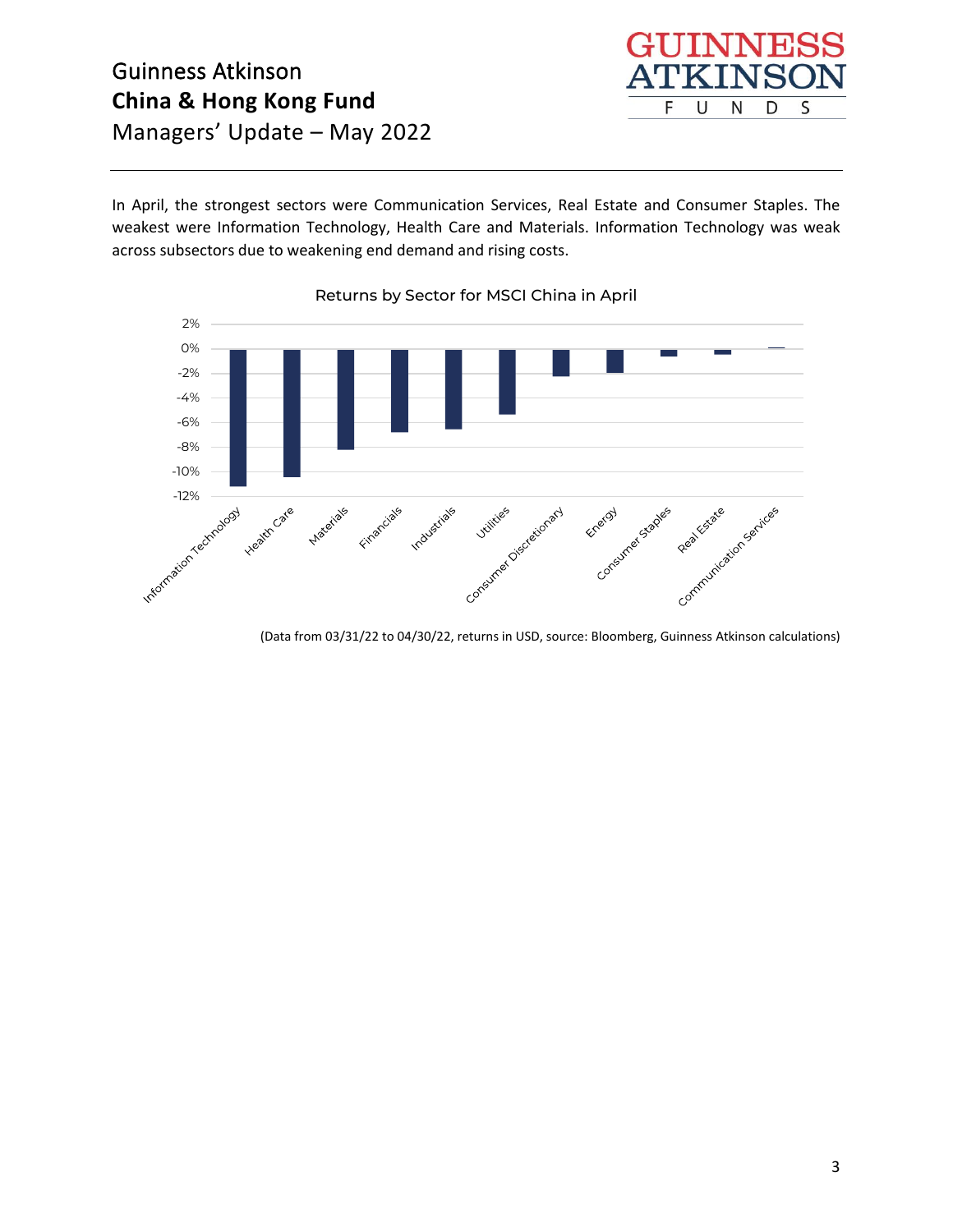In April, the strongest sectors were Communication Services, Real Estate and Consumer Staples. The weakest were Information Technology, Health Care and Materials. Information Technology was weak across subsectors due to weakening end demand and rising costs.

Returns by Sector for MSCI China in April

(Data from 03/31/22 to 04/30/22, returns in USD, source: Bloomberg, Guinness Atkinson calculations)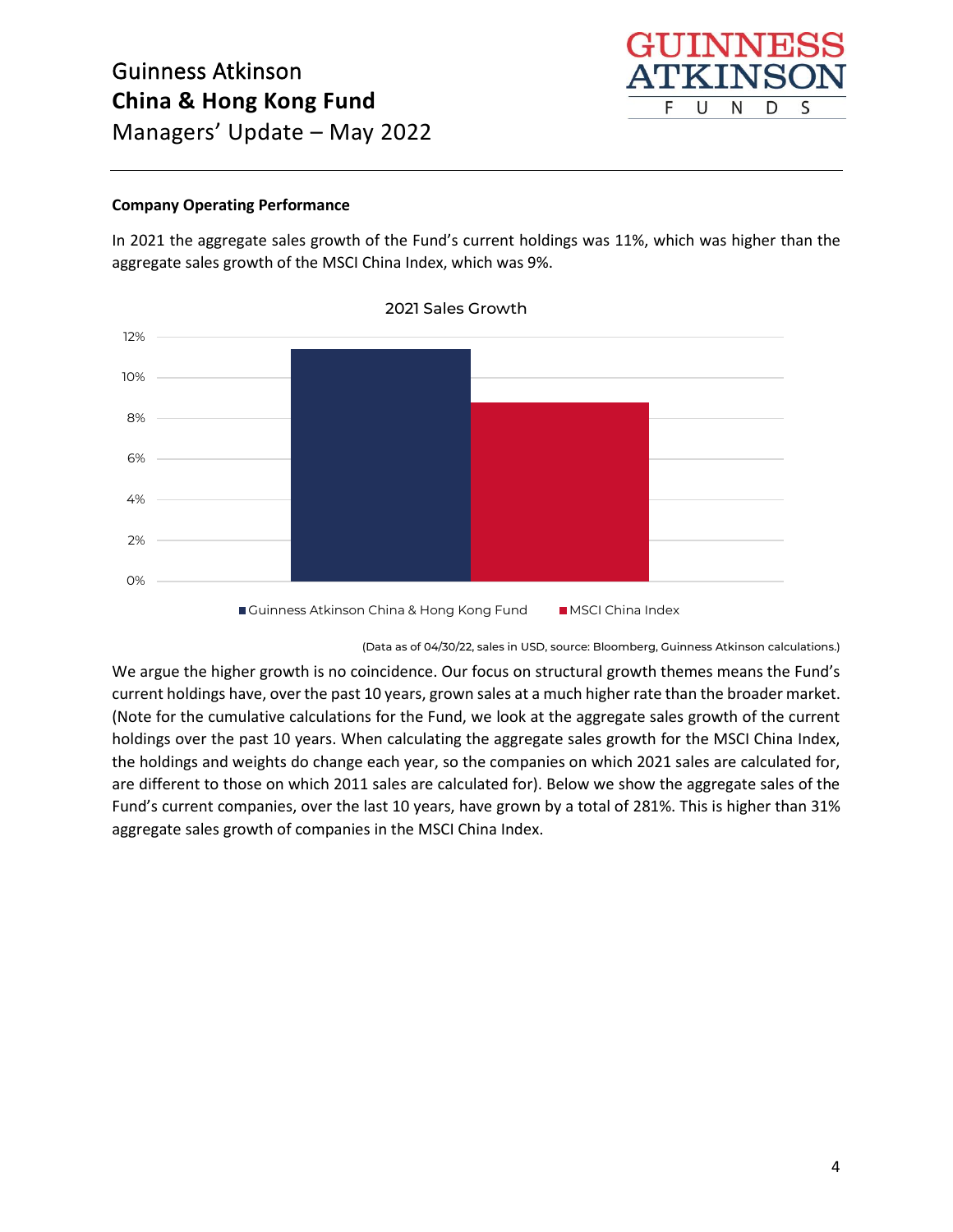### Company Operating Performance

In 2021 the aggregate sales growth of the Fund's current holdings was 11%, which was higher than the aggregate sales growth of the MSCI China Index, which was 9%.

2021 Sales Growth

■ Guinness Atkinson China & Hong Kong Fund ■ MSCI China Index

(Data as of 04/30/22, sales in USD, source: Bloomberg, Guinness Atkinson calculations.)

We argue the higher growth is no coincidence. Our focus on structural growth themes means the Fund's current holdings have, over the past 10 years, grown sales at a much higher rate than the broader market. (Note for the cumulative calculations for the Fund, we look at the aggregate sales growth of the current holdings over the past 10 years. When calculating the aggregate sales growth for the MSCI China Index, the holdings and weights do change each year, so the companies on which 2021 sales are calculated for, are different to those on which 2011 sales are calculated for). Below we show the aggregate sales of the Fund's current companies, over the last 10 years, have grown by a total of 281%. This is higher than 31% aggregate sales growth of companies in the MSCI China Index.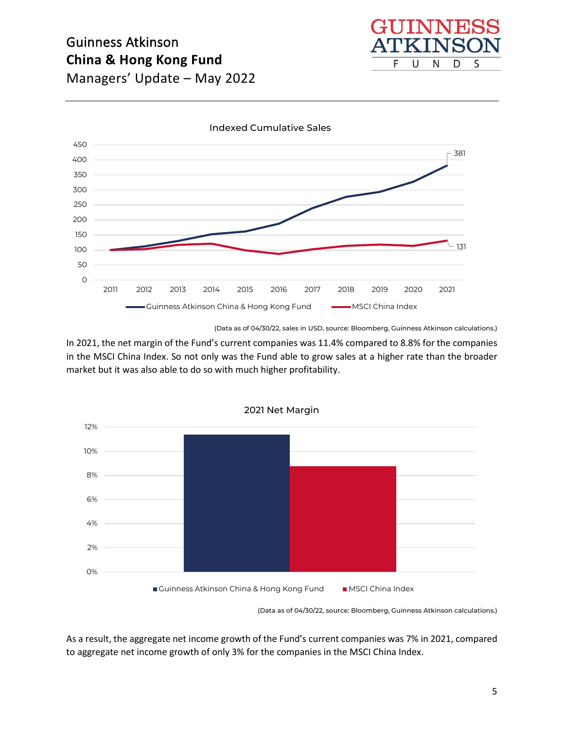Indexed Cumulative Sales

(Data as of 04/30/22, sales in USD, source: Bloomberg, Guinness Atkinson calculations.)

In 2021, the net margin of the Fund's current companies was 11.4% compared to 8.8% for the companies in the MSCI China Index. So not only was the Fund able to grow sales at a higher rate than the broader market but it was also able to do so with much higher profitability.

2021 Net Margin

(Data as of 04/30/22, source: Bloomberg, Guinness Atkinson calculations.)

As a result, the aggregate net income growth of the Fund's current companies was 7% in 2021, compared to aggregate net income growth of only 3% for the companies in the MSCI China Index.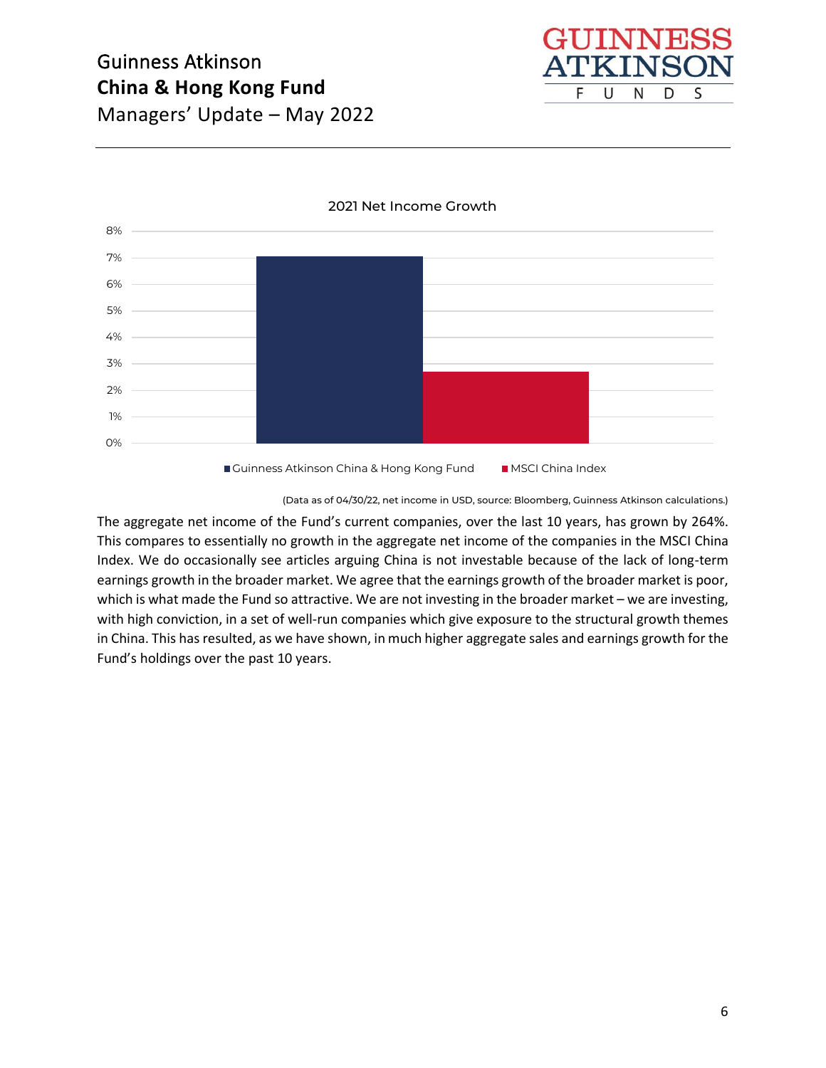2021 Net Income Growth

(Data as of 04/30/22, net income in USD, source: Bloomberg, Guinness Atkinson calculations.)

The aggregate net income of the Fund's current companies, over the last 10 years, has grown by 264%. This compares to essentially no growth in the aggregate net income of the companies in the MSCI China Index. We do occasionally see articles arguing China is not investable because of the lack of long-term earnings growth in the broader market. We agree that the earnings growth of the broader market is poor, which is what made the Fund so attractive. We are not investing in the broader market – we are investing, with high conviction, in a set of well-run companies which give exposure to the structural growth themes in China. This has resulted, as we have shown, in much higher aggregate sales and earnings growth for the Fund's holdings over the past 10 years.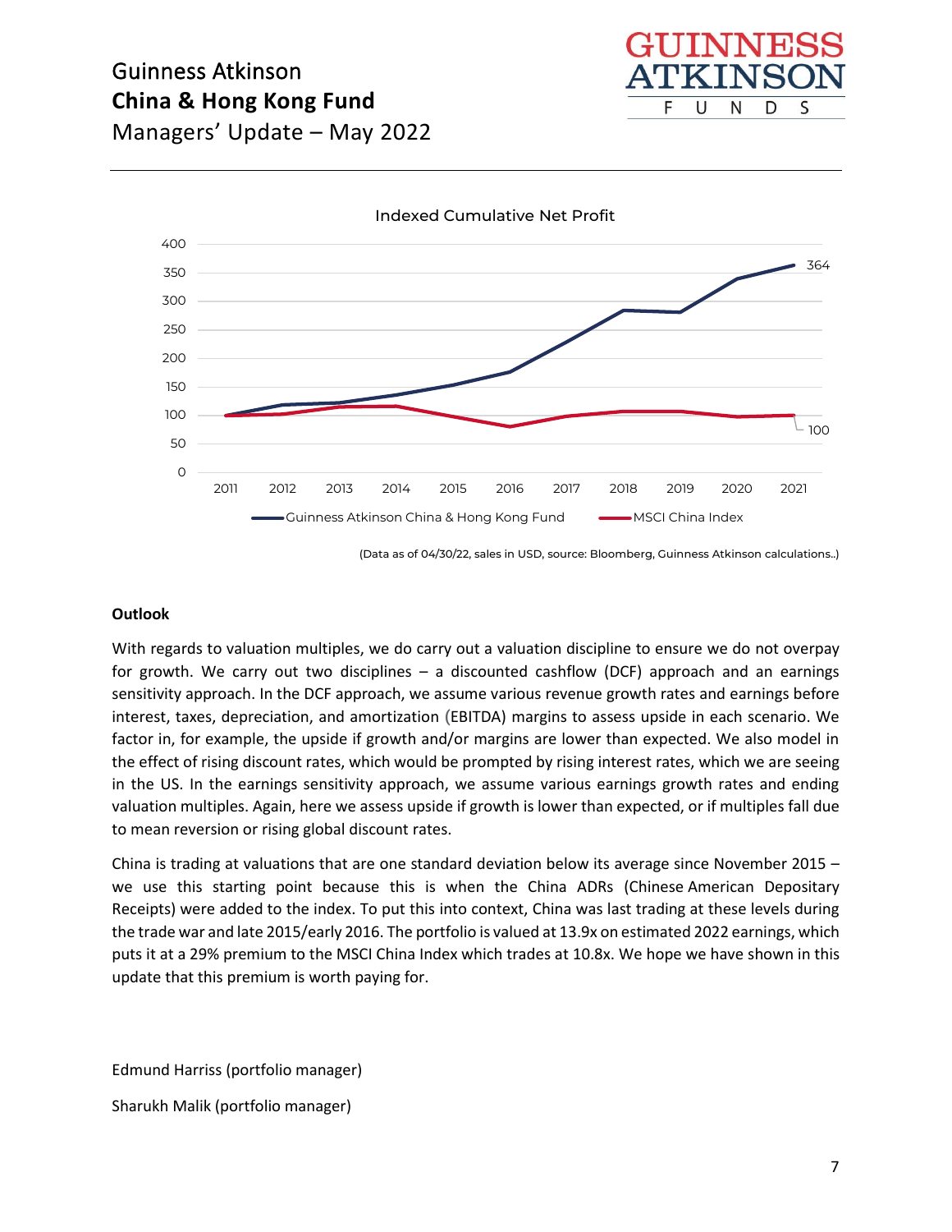Indexed Cumulative Net Profit

(Data as of 04/30/22, sales in USD, source: Bloomberg, Guinness Atkinson calculations..)

**Outlook**

With regards to valuation multiples, we do carry out a valuation discipline to ensure we do not overpay for growth. We carry out two disciplines – a discounted cashflow (DCF) approach and an earnings sensitivity approach. In the DCF approach, we assume various revenue growth rates and earnings before interest, taxes, depreciation, and amortization (EBITDA) margins to assess upside in each scenario. We factor in, for example, the upside if growth and/or margins are lower than expected. We also model in the effect of rising discount rates, which would be prompted by rising interest rates, which we are seeing in the US. In the earnings sensitivity approach, we assume various earnings growth rates and ending valuation multiples. Again, here we assess upside if growth is lower than expected, or if multiples fall due to mean reversion or rising global discount rates.

China is trading at valuations that are one standard deviation below its average since November 2015 – we use this starting point because this is when the China ADRs (Chinese American Depositary Receipts) were added to the index. To put this into context, China was last trading at these levels during the trade war and late 2015/early 2016. The portfolio is valued at 13.9x on estimated 2022 earnings, which puts it at a 29% premium to the MSCI China Index which trades at 10.8x. We hope we have shown in this update that this premium is worth paying for.

Edmund Harriss (portfolio manager)

Sharukh Malik (portfolio manager)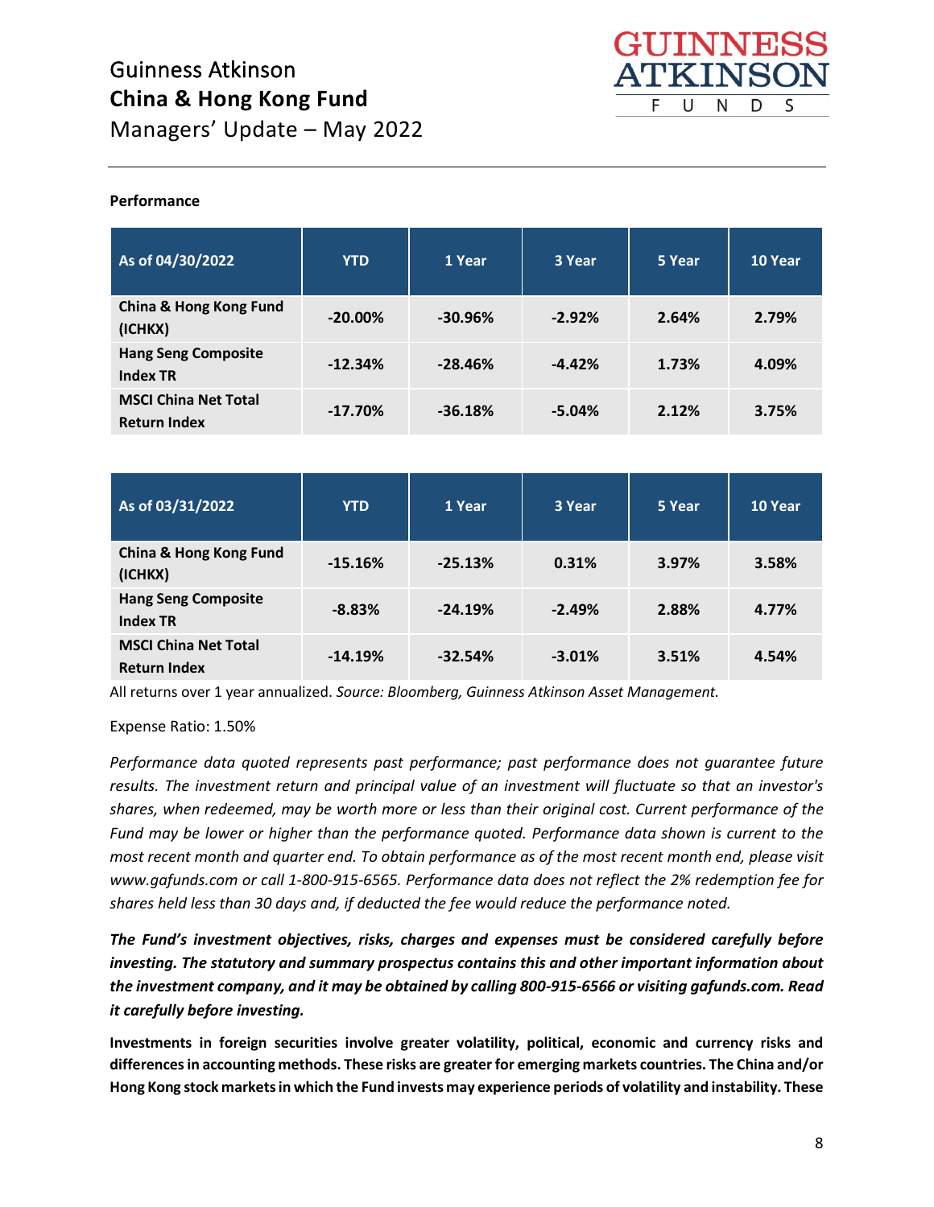Guinness Atkinson
**China & Hong Kong Fund**
Managers' Update – May 2022

**Performance**

| As of 04/30/2022 | YTD | 1 Year | 3 Year | 5 Year | 10 Year |
|---|---|---|---|---|---|
| **China & Hong Kong Fund (ICHKX)** | **-20.00%** | **-30.96%** | **-2.92%** | **2.64%** | **2.79%** |
| **Hang Seng Composite Index TR** | **-12.34%** | **-28.46%** | **-4.42%** | **1.73%** | **4.09%** |
| **MSCI China Net Total Return Index** | **-17.70%** | **-36.18%** | **-5.04%** | **2.12%** | **3.75%** |

| As of 03/31/2022 | YTD | 1 Year | 3 Year | 5 Year | 10 Year |
|---|---|---|---|---|---|
| **China & Hong Kong Fund (ICHKX)** | **-15.16%** | **-25.13%** | **0.31%** | **3.97%** | **3.58%** |
| **Hang Seng Composite Index TR** | **-8.83%** | **-24.19%** | **-2.49%** | **2.88%** | **4.77%** |
| **MSCI China Net Total Return Index** | **-14.19%** | **-32.54%** | **-3.01%** | **3.51%** | **4.54%** |

All returns over 1 year annualized. *Source: Bloomberg, Guinness Atkinson Asset Management.*

Expense Ratio: 1.50%

*Performance data quoted represents past performance; past performance does not guarantee future results. The investment return and principal value of an investment will fluctuate so that an investor's shares, when redeemed, may be worth more or less than their original cost. Current performance of the Fund may be lower or higher than the performance quoted. Performance data shown is current to the most recent month and quarter end. To obtain performance as of the most recent month end, please visit www.gafunds.com or call 1-800-915-6565. Performance data does not reflect the 2% redemption fee for shares held less than 30 days and, if deducted the fee would reduce the performance noted.*

***The Fund's investment objectives, risks, charges and expenses must be considered carefully before investing. The statutory and summary prospectus contains this and other important information about the investment company, and it may be obtained by calling 800-915-6566 or visiting gafunds.com. Read it carefully before investing.***

**Investments in foreign securities involve greater volatility, political, economic and currency risks and differences in accounting methods. These risks are greater for emerging markets countries. The China and/or Hong Kong stock markets in which the Fund invests may experience periods of volatility and instability. These**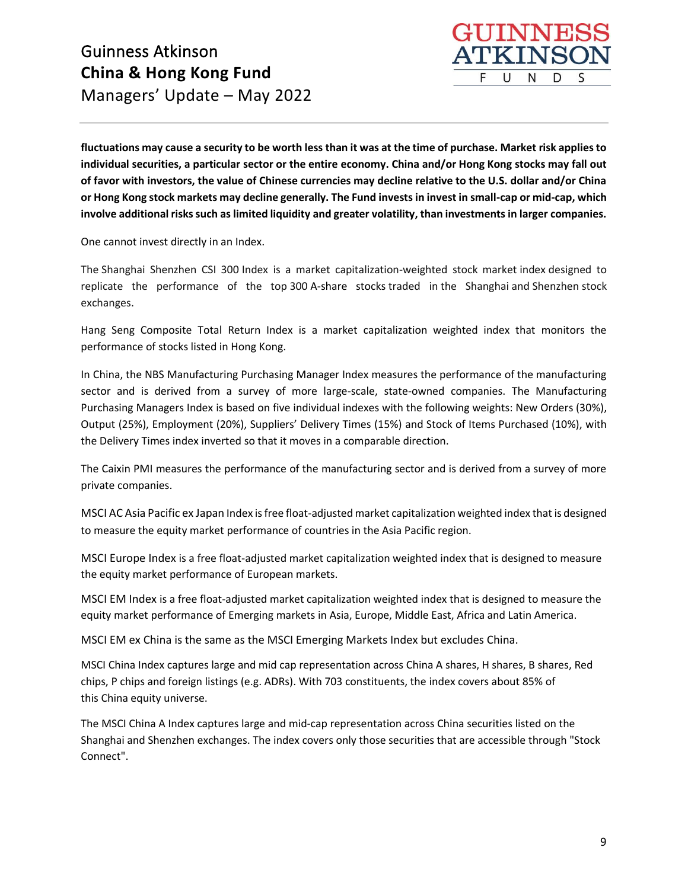**fluctuations may cause a security to be worth less than it was at the time of purchase. Market risk applies to individual securities, a particular sector or the entire economy. China and/or Hong Kong stocks may fall out of favor with investors, the value of Chinese currencies may decline relative to the U.S. dollar and/or China or Hong Kong stock markets may decline generally. The Fund invests in invest in small-cap or mid-cap, which involve additional risks such as limited liquidity and greater volatility, than investments in larger companies.**

One cannot invest directly in an Index.

The Shanghai Shenzhen CSI 300 Index is a market capitalization-weighted stock market index designed to replicate the performance of the top 300 A-share stocks traded in the Shanghai and Shenzhen stock exchanges.

Hang Seng Composite Total Return Index is a market capitalization weighted index that monitors the performance of stocks listed in Hong Kong.

In China, the NBS Manufacturing Purchasing Manager Index measures the performance of the manufacturing sector and is derived from a survey of more large-scale, state-owned companies. The Manufacturing Purchasing Managers Index is based on five individual indexes with the following weights: New Orders (30%), Output (25%), Employment (20%), Suppliers' Delivery Times (15%) and Stock of Items Purchased (10%), with the Delivery Times index inverted so that it moves in a comparable direction.

The Caixin PMI measures the performance of the manufacturing sector and is derived from a survey of more private companies.

MSCI AC Asia Pacific ex Japan Index is free float-adjusted market capitalization weighted index that is designed to measure the equity market performance of countries in the Asia Pacific region.

MSCI Europe Index is a free float-adjusted market capitalization weighted index that is designed to measure the equity market performance of European markets.

MSCI EM Index is a free float-adjusted market capitalization weighted index that is designed to measure the equity market performance of Emerging markets in Asia, Europe, Middle East, Africa and Latin America.

MSCI EM ex China is the same as the MSCI Emerging Markets Index but excludes China.

MSCI China Index captures large and mid cap representation across China A shares, H shares, B shares, Red chips, P chips and foreign listings (e.g. ADRs). With 703 constituents, the index covers about 85% of this China equity universe.

The MSCI China A Index captures large and mid-cap representation across China securities listed on the Shanghai and Shenzhen exchanges. The index covers only those securities that are accessible through "Stock Connect".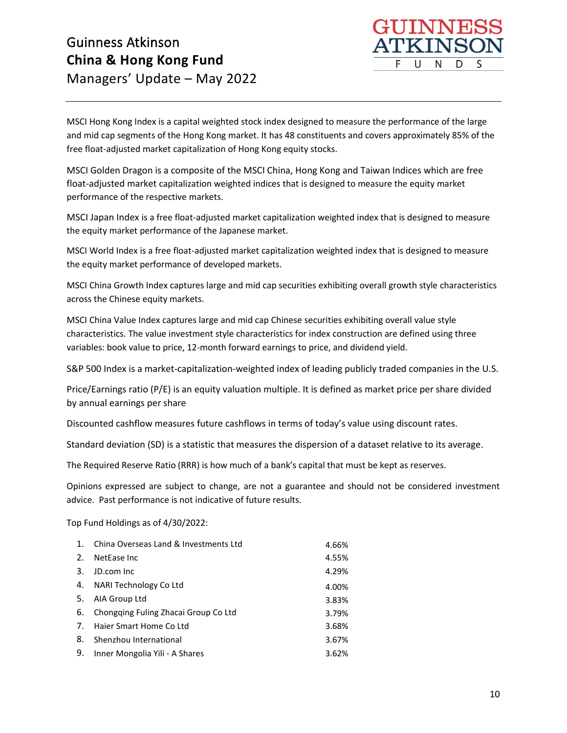MSCI Hong Kong Index is a capital weighted stock index designed to measure the performance of the large and mid cap segments of the Hong Kong market. It has 48 constituents and covers approximately 85% of the free float-adjusted market capitalization of Hong Kong equity stocks.

MSCI Golden Dragon is a composite of the MSCI China, Hong Kong and Taiwan Indices which are free float-adjusted market capitalization weighted indices that is designed to measure the equity market performance of the respective markets.

MSCI Japan Index is a free float-adjusted market capitalization weighted index that is designed to measure the equity market performance of the Japanese market.

MSCI World Index is a free float-adjusted market capitalization weighted index that is designed to measure the equity market performance of developed markets.

MSCI China Growth Index captures large and mid cap securities exhibiting overall growth style characteristics across the Chinese equity markets.

MSCI China Value Index captures large and mid cap Chinese securities exhibiting overall value style characteristics. The value investment style characteristics for index construction are defined using three variables: book value to price, 12-month forward earnings to price, and dividend yield.

S&P 500 Index is a market-capitalization-weighted index of leading publicly traded companies in the U.S.

Price/Earnings ratio (P/E) is an equity valuation multiple. It is defined as market price per share divided by annual earnings per share

Discounted cashflow measures future cashflows in terms of today's value using discount rates.

Standard deviation (SD) is a statistic that measures the dispersion of a dataset relative to its average.

The Required Reserve Ratio (RRR) is how much of a bank's capital that must be kept as reserves.

Opinions expressed are subject to change, are not a guarantee and should not be considered investment advice. Past performance is not indicative of future results.

Top Fund Holdings as of 4/30/2022:

| | Holding | Weight |
|---|---|---|
| 1. | China Overseas Land & Investments Ltd | 4.66% |
| 2. | NetEase Inc | 4.55% |
| 3. | JD.com Inc | 4.29% |
| 4. | NARI Technology Co Ltd | 4.00% |
| 5. | AIA Group Ltd | 3.83% |
| 6. | Chongqing Fuling Zhacai Group Co Ltd | 3.79% |
| 7. | Haier Smart Home Co Ltd | 3.68% |
| 8. | Shenzhou International | 3.67% |
| 9. | Inner Mongolia Yili - A Shares | 3.62% |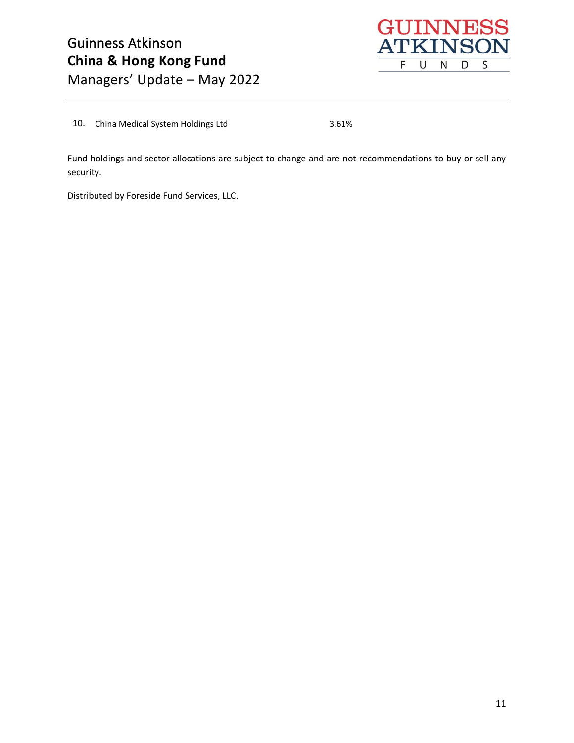| | | |
|---|---|---|
| 10. | China Medical System Holdings Ltd | 3.61% |

Fund holdings and sector allocations are subject to change and are not recommendations to buy or sell any security.

Distributed by Foreside Fund Services, LLC.